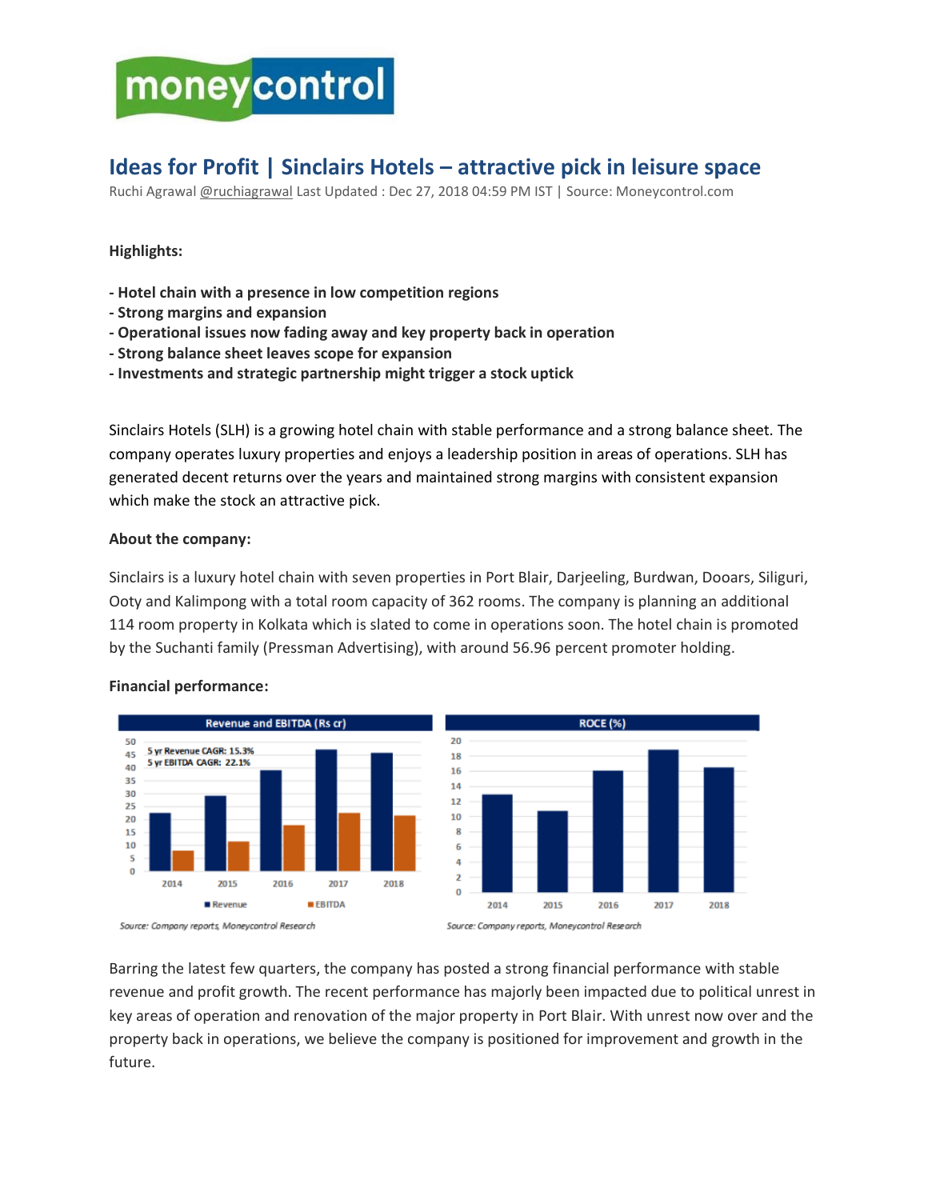# Ideas for Profit | Sinclairs Hotels – attractive pick in leisure space

Ruchi Agrawal @ruchiagrawal Last Updated : Dec 27, 2018 04:59 PM IST | Source: Moneycontrol.com

**Highlights:**

- **Hotel chain with a presence in low competition regions**
- **Strong margins and expansion**
- **Operational issues now fading away and key property back in operation**
- **Strong balance sheet leaves scope for expansion**
- **Investments and strategic partnership might trigger a stock uptick**

Sinclairs Hotels (SLH) is a growing hotel chain with stable performance and a strong balance sheet. The company operates luxury properties and enjoys a leadership position in areas of operations. SLH has generated decent returns over the years and maintained strong margins with consistent expansion which make the stock an attractive pick.

**About the company:**

Sinclairs is a luxury hotel chain with seven properties in Port Blair, Darjeeling, Burdwan, Dooars, Siliguri, Ooty and Kalimpong with a total room capacity of 362 rooms. The company is planning an additional 114 room property in Kolkata which is slated to come in operations soon. The hotel chain is promoted by the Suchanti family (Pressman Advertising), with around 56.96 percent promoter holding.

**Financial performance:**

Revenue and EBITDA (Rs cr)

5 yr Revenue CAGR: 15.3%
5 yr EBITDA CAGR: 22.1%

Source: Company reports, Moneycontrol Research

ROCE (%)

Source: Company reports, Moneycontrol Research

Barring the latest few quarters, the company has posted a strong financial performance with stable revenue and profit growth. The recent performance has majorly been impacted due to political unrest in key areas of operation and renovation of the major property in Port Blair. With unrest now over and the property back in operations, we believe the company is positioned for improvement and growth in the future.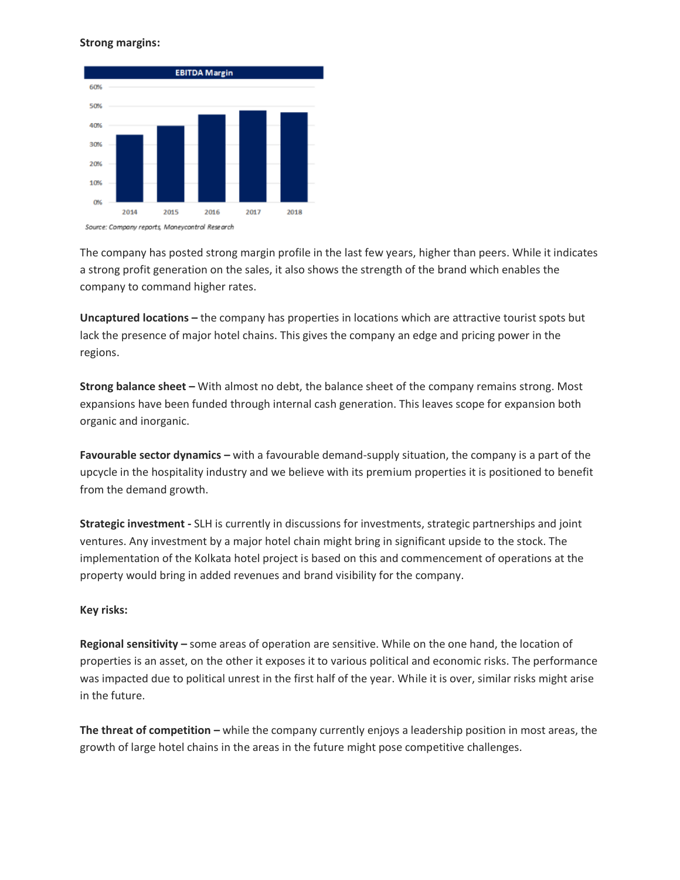**Strong margins:**

Source: Company reports, Moneycontrol Research

The company has posted strong margin profile in the last few years, higher than peers. While it indicates a strong profit generation on the sales, it also shows the strength of the brand which enables the company to command higher rates.

**Uncaptured locations –** the company has properties in locations which are attractive tourist spots but lack the presence of major hotel chains. This gives the company an edge and pricing power in the regions.

**Strong balance sheet –** With almost no debt, the balance sheet of the company remains strong. Most expansions have been funded through internal cash generation. This leaves scope for expansion both organic and inorganic.

**Favourable sector dynamics –** with a favourable demand-supply situation, the company is a part of the upcycle in the hospitality industry and we believe with its premium properties it is positioned to benefit from the demand growth.

**Strategic investment -** SLH is currently in discussions for investments, strategic partnerships and joint ventures. Any investment by a major hotel chain might bring in significant upside to the stock. The implementation of the Kolkata hotel project is based on this and commencement of operations at the property would bring in added revenues and brand visibility for the company.

**Key risks:**

**Regional sensitivity –** some areas of operation are sensitive. While on the one hand, the location of properties is an asset, on the other it exposes it to various political and economic risks. The performance was impacted due to political unrest in the first half of the year. While it is over, similar risks might arise in the future.

**The threat of competition –** while the company currently enjoys a leadership position in most areas, the growth of large hotel chains in the areas in the future might pose competitive challenges.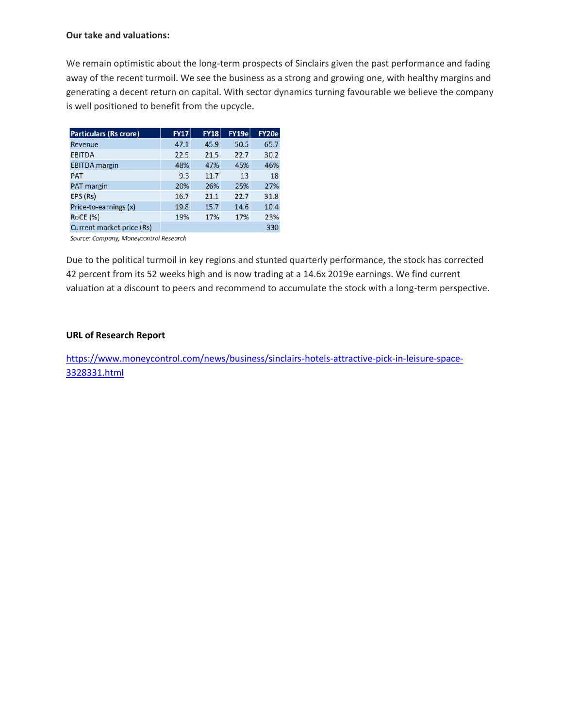**Our take and valuations:**

We remain optimistic about the long-term prospects of Sinclairs given the past performance and fading away of the recent turmoil. We see the business as a strong and growing one, with healthy margins and generating a decent return on capital. With sector dynamics turning favourable we believe the company is well positioned to benefit from the upcycle.

| Particulars (Rs crore) | FY17 | FY18 | FY19e | FY20e |
|---|---|---|---|---|
| Revenue | 47.1 | 45.9 | 50.5 | 65.7 |
| EBITDA | 22.5 | 21.5 | 22.7 | 30.2 |
| EBITDA margin | 48% | 47% | 45% | 46% |
| PAT | 9.3 | 11.7 | 13 | 18 |
| PAT margin | 20% | 26% | 25% | 27% |
| EPS (Rs) | 16.7 | 21.1 | 22.7 | 31.8 |
| Price-to-earnings (x) | 19.8 | 15.7 | 14.6 | 10.4 |
| RoCE (%) | 19% | 17% | 17% | 23% |
| Current market price (Rs) | | | | 330 |

*Source: Company, Moneycontrol Research*

Due to the political turmoil in key regions and stunted quarterly performance, the stock has corrected 42 percent from its 52 weeks high and is now trading at a 14.6x 2019e earnings. We find current valuation at a discount to peers and recommend to accumulate the stock with a long-term perspective.

**URL of Research Report**

https://www.moneycontrol.com/news/business/sinclairs-hotels-attractive-pick-in-leisure-space-3328331.html